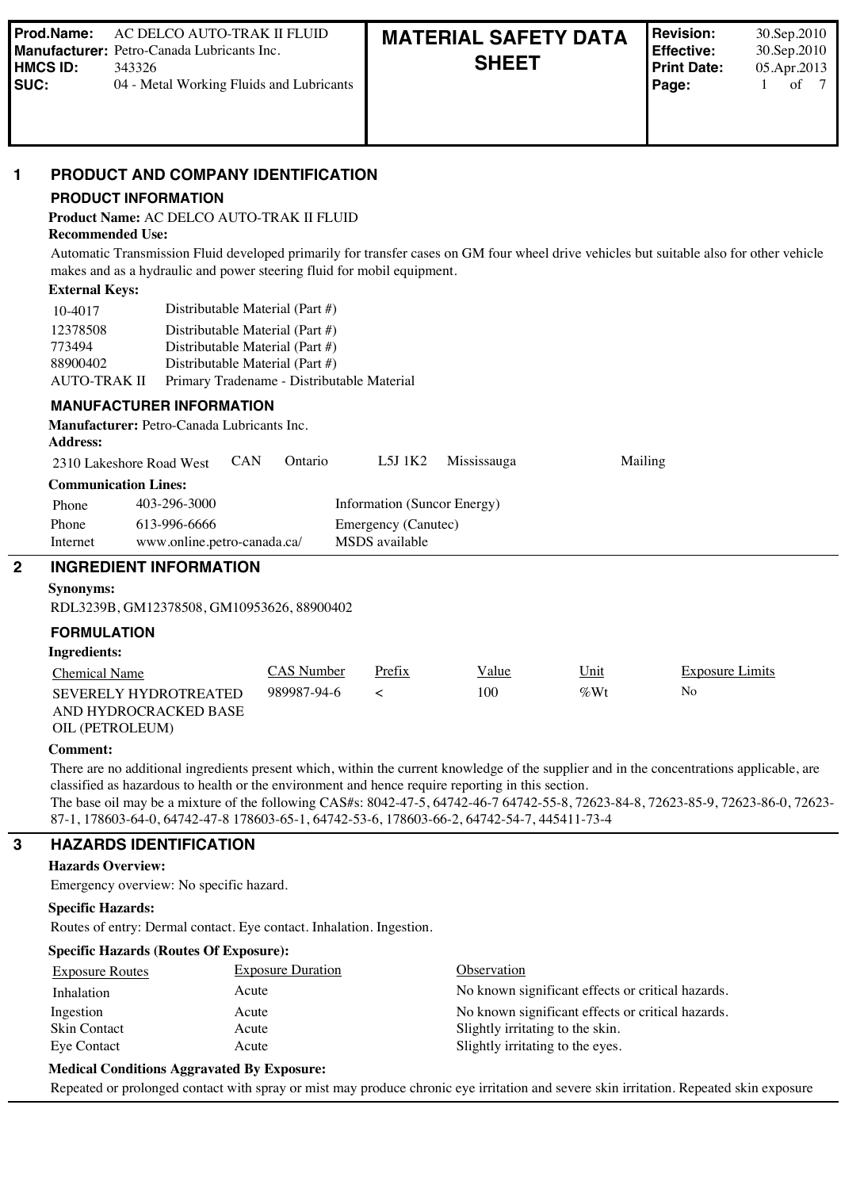| Prod.Name: | AC DELCO AUTO-TRAK II FLUID | MATERIAL SAFETY DATA SHEET | Revision: | 30.Sep.2010 |
|---|---|---|---|---|
| Manufacturer: | Petro-Canada Lubricants Inc. | | Effective: | 30.Sep.2010 |
| HMCS ID: | 343326 | | Print Date: | 05.Apr.2013 |
| SUC: | 04 - Metal Working Fluids and Lubricants | | | |

## 1 PRODUCT AND COMPANY IDENTIFICATION

### PRODUCT INFORMATION

**Product Name:** AC DELCO AUTO-TRAK II FLUID

**Recommended Use:**

Automatic Transmission Fluid developed primarily for transfer cases on GM four wheel drive vehicles but suitable also for other vehicle makes and as a hydraulic and power steering fluid for mobil equipment.

**External Keys:**

| | |
|---|---|
| 10-4017 | Distributable Material (Part #) |
| 12378508 | Distributable Material (Part #) |
| 773494 | Distributable Material (Part #) |
| 88900402 | Distributable Material (Part #) |
| AUTO-TRAK II | Primary Tradename - Distributable Material |

### MANUFACTURER INFORMATION

**Manufacturer:** Petro-Canada Lubricants Inc.

**Address:**

| | | | | | |
|---|---|---|---|---|---|
| 2310 Lakeshore Road West | CAN | Ontario | L5J 1K2 | Mississauga | Mailing |

**Communication Lines:**

| | | |
|---|---|---|
| Phone | 403-296-3000 | Information (Suncor Energy) |
| Phone | 613-996-6666 | Emergency (Canutec) |
| Internet | www.online.petro-canada.ca/ | MSDS available |

## 2 INGREDIENT INFORMATION

**Synonyms:**

RDL3239B, GM12378508, GM10953626, 88900402

### FORMULATION

**Ingredients:**

| Chemical Name | CAS Number | Prefix | Value | Unit | Exposure Limits |
|---|---|---|---|---|---|
| SEVERELY HYDROTREATED AND HYDROCRACKED BASE OIL (PETROLEUM) | 989987-94-6 | < | 100 | %Wt | No |

**Comment:**

There are no additional ingredients present which, within the current knowledge of the supplier and in the concentrations applicable, are classified as hazardous to health or the environment and hence require reporting in this section.

The base oil may be a mixture of the following CAS#s: 8042-47-5, 64742-46-7 64742-55-8, 72623-84-8, 72623-85-9, 72623-86-0, 72623-87-1, 178603-64-0, 64742-47-8 178603-65-1, 64742-53-6, 178603-66-2, 64742-54-7, 445411-73-4

## 3 HAZARDS IDENTIFICATION

**Hazards Overview:**

Emergency overview: No specific hazard.

**Specific Hazards:**

Routes of entry: Dermal contact. Eye contact. Inhalation. Ingestion.

**Specific Hazards (Routes Of Exposure):**

| Exposure Routes | Exposure Duration | Observation |
|---|---|---|
| Inhalation | Acute | No known significant effects or critical hazards. |
| Ingestion | Acute | No known significant effects or critical hazards. |
| Skin Contact | Acute | Slightly irritating to the skin. |
| Eye Contact | Acute | Slightly irritating to the eyes. |

**Medical Conditions Aggravated By Exposure:**

Repeated or prolonged contact with spray or mist may produce chronic eye irritation and severe skin irritation. Repeated skin exposure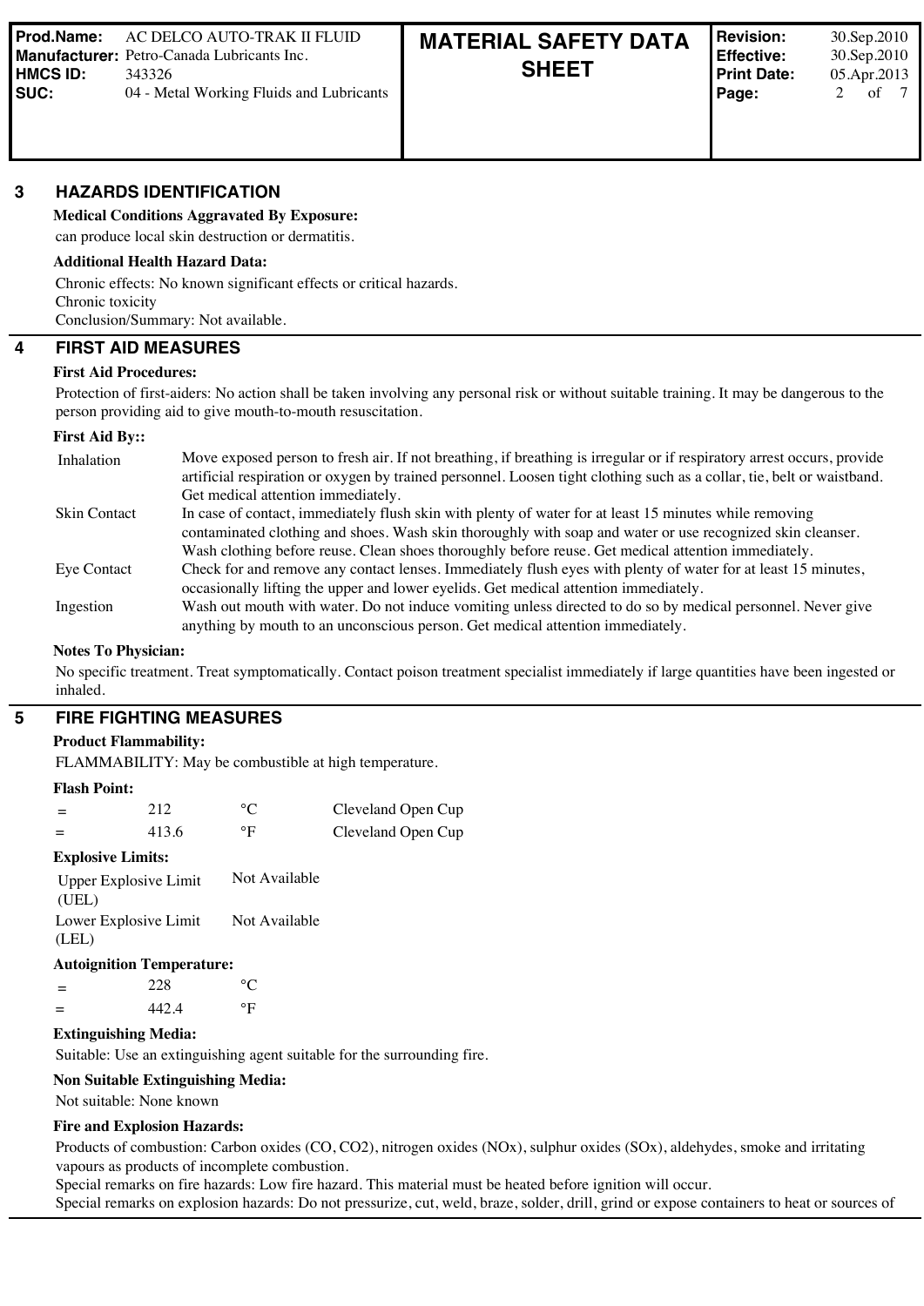## 3 HAZARDS IDENTIFICATION

**Medical Conditions Aggravated By Exposure:**

can produce local skin destruction or dermatitis.

**Additional Health Hazard Data:**

Chronic effects: No known significant effects or critical hazards.
Chronic toxicity
Conclusion/Summary: Not available.

## 4 FIRST AID MEASURES

**First Aid Procedures:**

Protection of first-aiders: No action shall be taken involving any personal risk or without suitable training. It may be dangerous to the person providing aid to give mouth-to-mouth resuscitation.

**First Aid By::**

| | |
|---|---|
| Inhalation | Move exposed person to fresh air. If not breathing, if breathing is irregular or if respiratory arrest occurs, provide artificial respiration or oxygen by trained personnel. Loosen tight clothing such as a collar, tie, belt or waistband. Get medical attention immediately. |
| Skin Contact | In case of contact, immediately flush skin with plenty of water for at least 15 minutes while removing contaminated clothing and shoes. Wash skin thoroughly with soap and water or use recognized skin cleanser. Wash clothing before reuse. Clean shoes thoroughly before reuse. Get medical attention immediately. |
| Eye Contact | Check for and remove any contact lenses. Immediately flush eyes with plenty of water for at least 15 minutes, occasionally lifting the upper and lower eyelids. Get medical attention immediately. |
| Ingestion | Wash out mouth with water. Do not induce vomiting unless directed to do so by medical personnel. Never give anything by mouth to an unconscious person. Get medical attention immediately. |

**Notes To Physician:**

No specific treatment. Treat symptomatically. Contact poison treatment specialist immediately if large quantities have been ingested or inhaled.

## 5 FIRE FIGHTING MEASURES

**Product Flammability:**

FLAMMABILITY: May be combustible at high temperature.

**Flash Point:**

| | | | |
|---|---|---|---|
| = | 212 | °C | Cleveland Open Cup |
| = | 413.6 | °F | Cleveland Open Cup |

**Explosive Limits:**

| | |
|---|---|
| Upper Explosive Limit (UEL) | Not Available |
| Lower Explosive Limit (LEL) | Not Available |

**Autoignition Temperature:**

| | | |
|---|---|---|
| = | 228 | °C |
| = | 442.4 | °F |

**Extinguishing Media:**

Suitable: Use an extinguishing agent suitable for the surrounding fire.

**Non Suitable Extinguishing Media:**

Not suitable: None known

**Fire and Explosion Hazards:**

Products of combustion: Carbon oxides (CO, $CO_2$), nitrogen oxides ($NO_x$), sulphur oxides ($SO_x$), aldehydes, smoke and irritating vapours as products of incomplete combustion.
Special remarks on fire hazards: Low fire hazard. This material must be heated before ignition will occur.
Special remarks on explosion hazards: Do not pressurize, cut, weld, braze, solder, drill, grind or expose containers to heat or sources of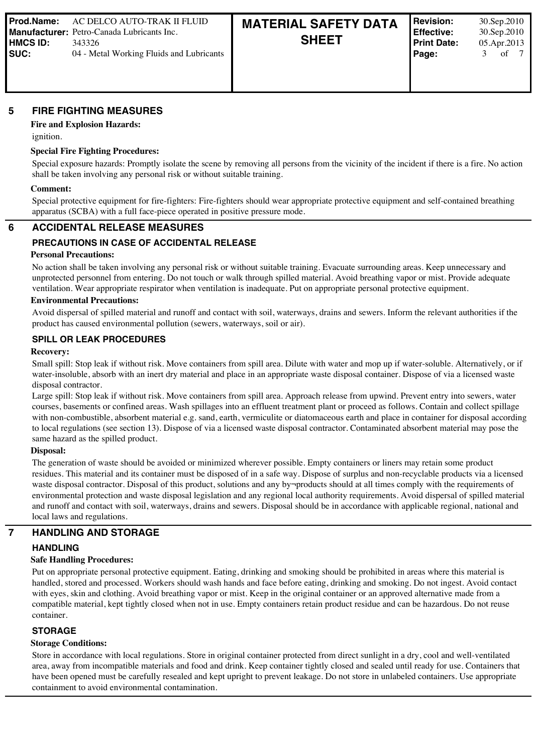## 5 FIRE FIGHTING MEASURES

**Fire and Explosion Hazards:**

ignition.

**Special Fire Fighting Procedures:**

Special exposure hazards: Promptly isolate the scene by removing all persons from the vicinity of the incident if there is a fire. No action shall be taken involving any personal risk or without suitable training.

**Comment:**

Special protective equipment for fire-fighters: Fire-fighters should wear appropriate protective equipment and self-contained breathing apparatus (SCBA) with a full face-piece operated in positive pressure mode.

## 6 ACCIDENTAL RELEASE MEASURES

### PRECAUTIONS IN CASE OF ACCIDENTAL RELEASE

**Personal Precautions:**

No action shall be taken involving any personal risk or without suitable training. Evacuate surrounding areas. Keep unnecessary and unprotected personnel from entering. Do not touch or walk through spilled material. Avoid breathing vapor or mist. Provide adequate ventilation. Wear appropriate respirator when ventilation is inadequate. Put on appropriate personal protective equipment.

**Environmental Precautions:**

Avoid dispersal of spilled material and runoff and contact with soil, waterways, drains and sewers. Inform the relevant authorities if the product has caused environmental pollution (sewers, waterways, soil or air).

### SPILL OR LEAK PROCEDURES

**Recovery:**

Small spill: Stop leak if without risk. Move containers from spill area. Dilute with water and mop up if water-soluble. Alternatively, or if water-insoluble, absorb with an inert dry material and place in an appropriate waste disposal container. Dispose of via a licensed waste disposal contractor.

Large spill: Stop leak if without risk. Move containers from spill area. Approach release from upwind. Prevent entry into sewers, water courses, basements or confined areas. Wash spillages into an effluent treatment plant or proceed as follows. Contain and collect spillage with non-combustible, absorbent material e.g. sand, earth, vermiculite or diatomaceous earth and place in container for disposal according to local regulations (see section 13). Dispose of via a licensed waste disposal contractor. Contaminated absorbent material may pose the same hazard as the spilled product.

**Disposal:**

The generation of waste should be avoided or minimized wherever possible. Empty containers or liners may retain some product residues. This material and its container must be disposed of in a safe way. Dispose of surplus and non-recyclable products via a licensed waste disposal contractor. Disposal of this product, solutions and any by¬products should at all times comply with the requirements of environmental protection and waste disposal legislation and any regional local authority requirements. Avoid dispersal of spilled material and runoff and contact with soil, waterways, drains and sewers. Disposal should be in accordance with applicable regional, national and local laws and regulations.

## 7 HANDLING AND STORAGE

### HANDLING

**Safe Handling Procedures:**

Put on appropriate personal protective equipment. Eating, drinking and smoking should be prohibited in areas where this material is handled, stored and processed. Workers should wash hands and face before eating, drinking and smoking. Do not ingest. Avoid contact with eyes, skin and clothing. Avoid breathing vapor or mist. Keep in the original container or an approved alternative made from a compatible material, kept tightly closed when not in use. Empty containers retain product residue and can be hazardous. Do not reuse container.

### STORAGE

**Storage Conditions:**

Store in accordance with local regulations. Store in original container protected from direct sunlight in a dry, cool and well-ventilated area, away from incompatible materials and food and drink. Keep container tightly closed and sealed until ready for use. Containers that have been opened must be carefully resealed and kept upright to prevent leakage. Do not store in unlabeled containers. Use appropriate containment to avoid environmental contamination.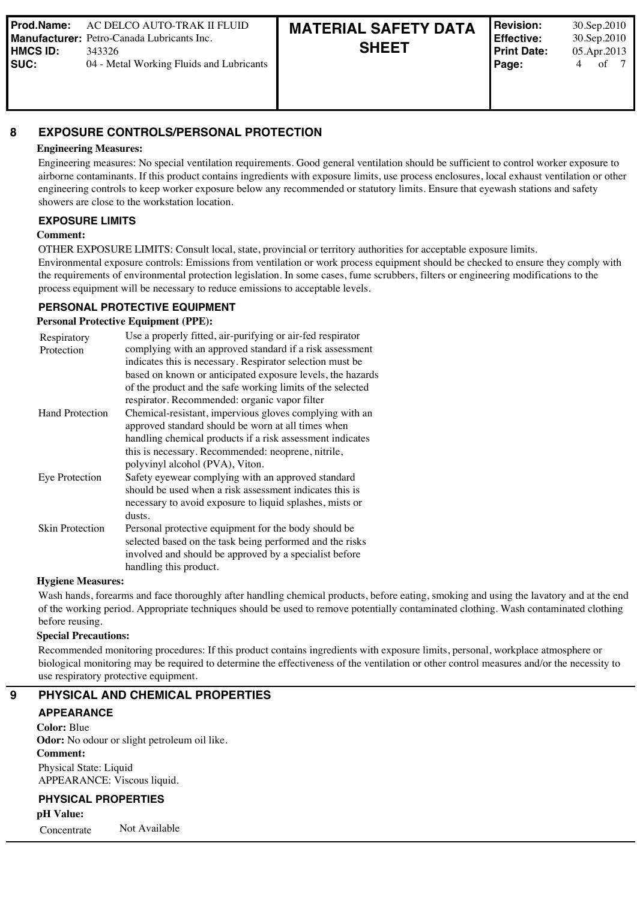## 8 EXPOSURE CONTROLS/PERSONAL PROTECTION

**Engineering Measures:**

Engineering measures: No special ventilation requirements. Good general ventilation should be sufficient to control worker exposure to airborne contaminants. If this product contains ingredients with exposure limits, use process enclosures, local exhaust ventilation or other engineering controls to keep worker exposure below any recommended or statutory limits. Ensure that eyewash stations and safety showers are close to the workstation location.

### EXPOSURE LIMITS

**Comment:**

OTHER EXPOSURE LIMITS: Consult local, state, provincial or territory authorities for acceptable exposure limits.
Environmental exposure controls: Emissions from ventilation or work process equipment should be checked to ensure they comply with the requirements of environmental protection legislation. In some cases, fume scrubbers, filters or engineering modifications to the process equipment will be necessary to reduce emissions to acceptable levels.

### PERSONAL PROTECTIVE EQUIPMENT

**Personal Protective Equipment (PPE):**

| | |
|---|---|
| Respiratory Protection | Use a properly fitted, air-purifying or air-fed respirator complying with an approved standard if a risk assessment indicates this is necessary. Respirator selection must be based on known or anticipated exposure levels, the hazards of the product and the safe working limits of the selected respirator. Recommended: organic vapor filter |
| Hand Protection | Chemical-resistant, impervious gloves complying with an approved standard should be worn at all times when handling chemical products if a risk assessment indicates this is necessary. Recommended: neoprene, nitrile, polyvinyl alcohol (PVA), Viton. |
| Eye Protection | Safety eyewear complying with an approved standard should be used when a risk assessment indicates this is necessary to avoid exposure to liquid splashes, mists or dusts. |
| Skin Protection | Personal protective equipment for the body should be selected based on the task being performed and the risks involved and should be approved by a specialist before handling this product. |

**Hygiene Measures:**

Wash hands, forearms and face thoroughly after handling chemical products, before eating, smoking and using the lavatory and at the end of the working period. Appropriate techniques should be used to remove potentially contaminated clothing. Wash contaminated clothing before reusing.

**Special Precautions:**

Recommended monitoring procedures: If this product contains ingredients with exposure limits, personal, workplace atmosphere or biological monitoring may be required to determine the effectiveness of the ventilation or other control measures and/or the necessity to use respiratory protective equipment.

## 9 PHYSICAL AND CHEMICAL PROPERTIES

### APPEARANCE

**Color:** Blue
**Odor:** No odour or slight petroleum oil like.
**Comment:**
Physical State: Liquid
APPEARANCE: Viscous liquid.

### PHYSICAL PROPERTIES

**pH Value:**

| | |
|---|---|
| Concentrate | Not Available |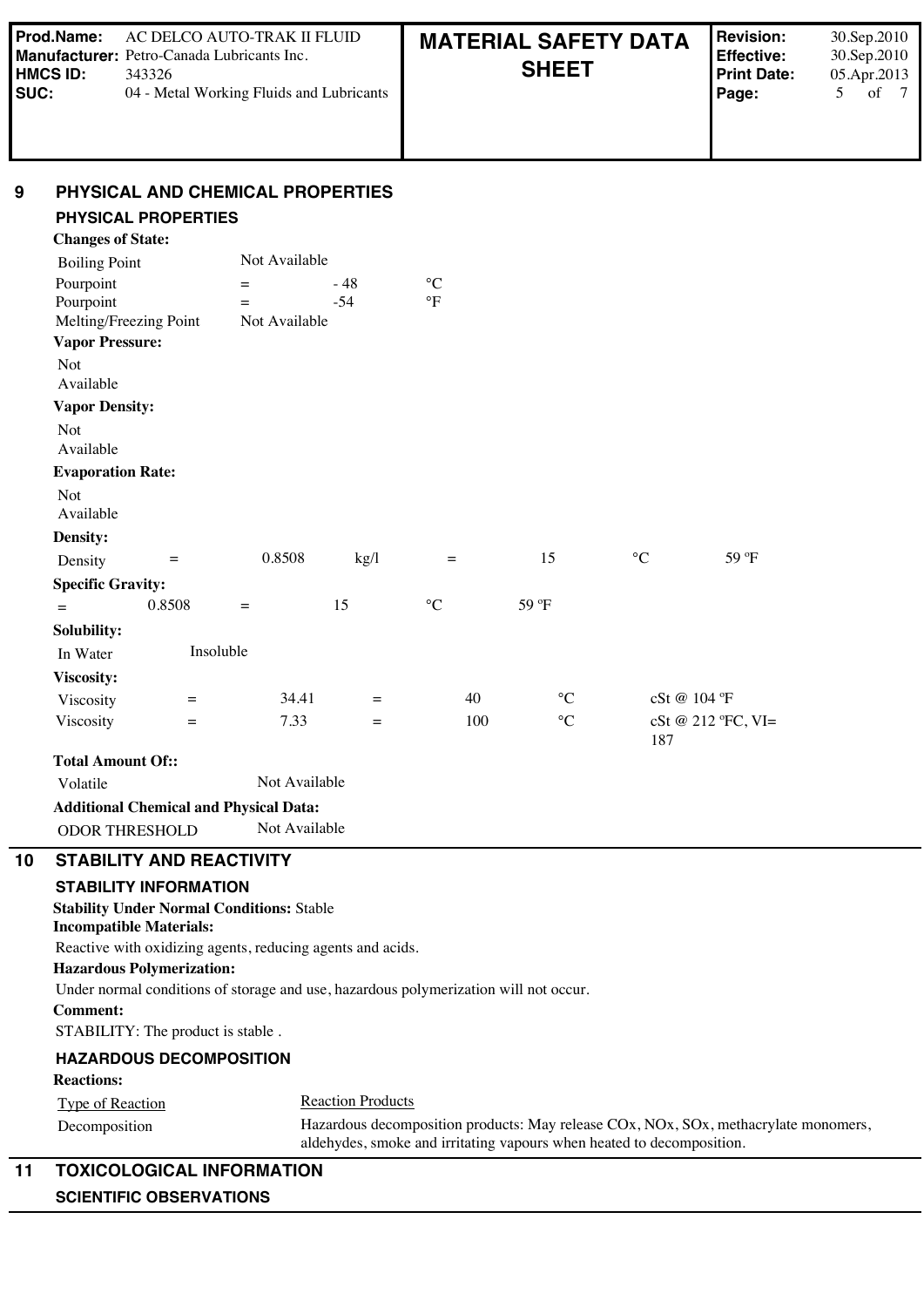## 9 PHYSICAL AND CHEMICAL PROPERTIES

### PHYSICAL PROPERTIES

**Changes of State:**

| | | | |
|---|---|---|---|
| Boiling Point | Not Available | | |
| Pourpoint | = | - 48 | °C |
| Pourpoint | = | -54 | °F |
| Melting/Freezing Point | Not Available | | |

**Vapor Pressure:**

Not Available

**Vapor Density:**

Not Available

**Evaporation Rate:**

Not Available

**Density:**

| | | | | | | | |
|---|---|---|---|---|---|---|---|
| Density | = | 0.8508 | kg/l | = | 15 | °C | 59 ºF |

**Specific Gravity:**

| | | | | | |
|---|---|---|---|---|---|
| = | 0.8508 | = | 15 | °C | 59 ºF |

**Solubility:**

In Water Insoluble

**Viscosity:**

| | | | | | | |
|---|---|---|---|---|---|---|
| Viscosity | = | 34.41 | = | 40 | °C | cSt @ 104 ºF |
| Viscosity | = | 7.33 | = | 100 | °C | cSt @ 212 ºFC, VI= 187 |

**Total Amount Of::**

Volatile Not Available

**Additional Chemical and Physical Data:**

ODOR THRESHOLD Not Available

## 10 STABILITY AND REACTIVITY

### STABILITY INFORMATION

**Stability Under Normal Conditions:** Stable

**Incompatible Materials:**

Reactive with oxidizing agents, reducing agents and acids.

**Hazardous Polymerization:**

Under normal conditions of storage and use, hazardous polymerization will not occur.

**Comment:**

STABILITY: The product is stable .

### HAZARDOUS DECOMPOSITION

**Reactions:**

| Type of Reaction | Reaction Products |
|---|---|
| Decomposition | Hazardous decomposition products: May release COx, NOx, SOx, methacrylate monomers, aldehydes, smoke and irritating vapours when heated to decomposition. |

## 11 TOXICOLOGICAL INFORMATION

### SCIENTIFIC OBSERVATIONS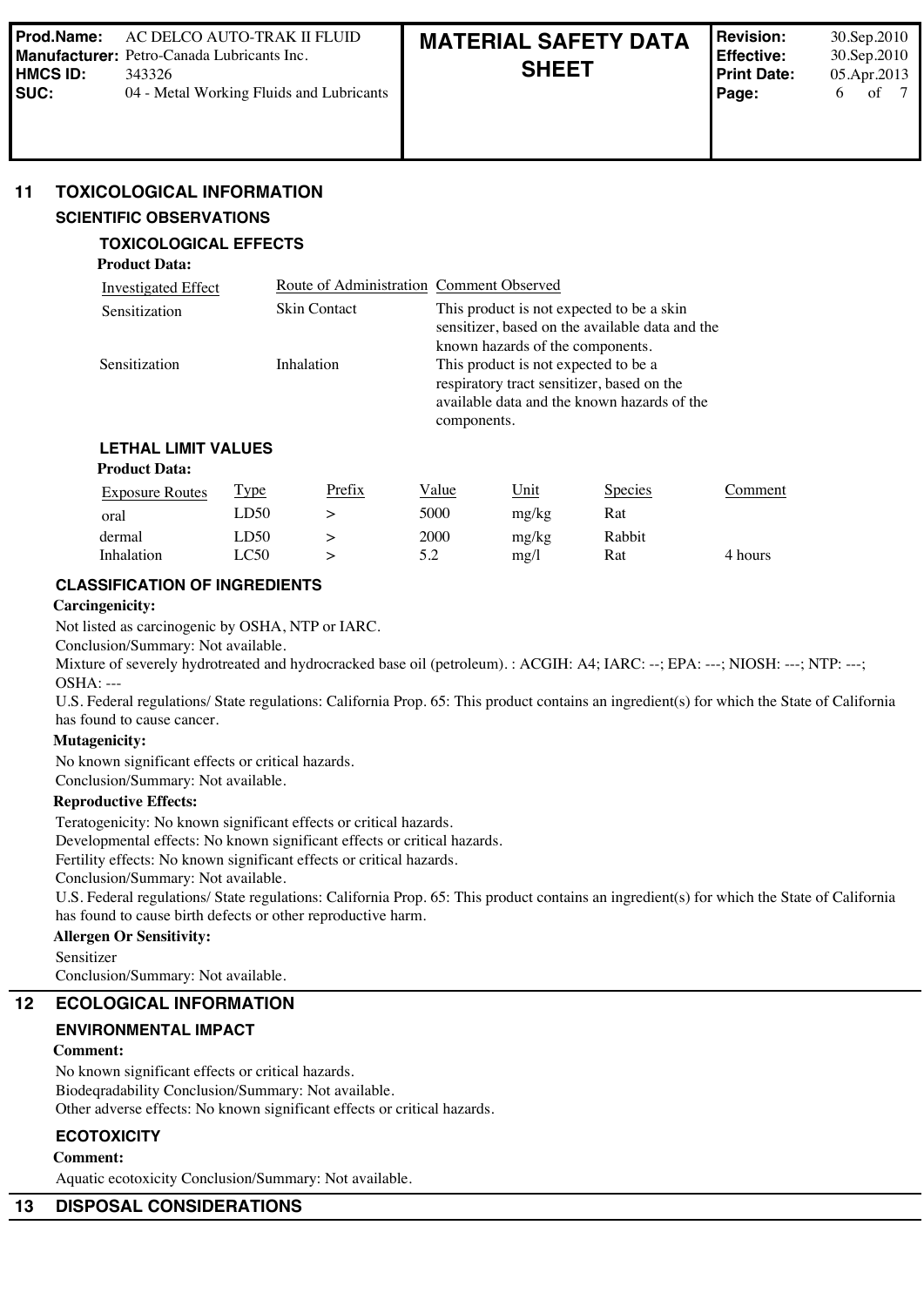## 11 TOXICOLOGICAL INFORMATION

### SCIENTIFIC OBSERVATIONS

#### TOXICOLOGICAL EFFECTS

**Product Data:**

| Investigated Effect | Route of Administration | Comment Observed |
|---|---|---|
| Sensitization | Skin Contact | This product is not expected to be a skin sensitizer, based on the available data and the known hazards of the components. |
| Sensitization | Inhalation | This product is not expected to be a respiratory tract sensitizer, based on the available data and the known hazards of the components. |

#### LETHAL LIMIT VALUES

**Product Data:**

| Exposure Routes | Type | Prefix | Value | Unit | Species | Comment |
|---|---|---|---|---|---|---|
| oral | LD50 | > | 5000 | mg/kg | Rat | |
| dermal | LD50 | > | 2000 | mg/kg | Rabbit | |
| Inhalation | LC50 | > | 5.2 | mg/l | Rat | 4 hours |

#### CLASSIFICATION OF INGREDIENTS

**Carcingenicity:**

Not listed as carcinogenic by OSHA, NTP or IARC.
Conclusion/Summary: Not available.
Mixture of severely hydrotreated and hydrocracked base oil (petroleum). : ACGIH: A4; IARC: --; EPA: ---; NIOSH: ---; NTP: ---; OSHA: ---
U.S. Federal regulations/ State regulations: California Prop. 65: This product contains an ingredient(s) for which the State of California has found to cause cancer.

**Mutagenicity:**

No known significant effects or critical hazards.
Conclusion/Summary: Not available.

**Reproductive Effects:**

Teratogenicity: No known significant effects or critical hazards.
Developmental effects: No known significant effects or critical hazards.
Fertility effects: No known significant effects or critical hazards.
Conclusion/Summary: Not available.
U.S. Federal regulations/ State regulations: California Prop. 65: This product contains an ingredient(s) for which the State of California has found to cause birth defects or other reproductive harm.

**Allergen Or Sensitivity:**

Sensitizer
Conclusion/Summary: Not available.

## 12 ECOLOGICAL INFORMATION

### ENVIRONMENTAL IMPACT

**Comment:**

No known significant effects or critical hazards.
Biodeqradability Conclusion/Summary: Not available.
Other adverse effects: No known significant effects or critical hazards.

### ECOTOXICITY

**Comment:**

Aquatic ecotoxicity Conclusion/Summary: Not available.

## 13 DISPOSAL CONSIDERATIONS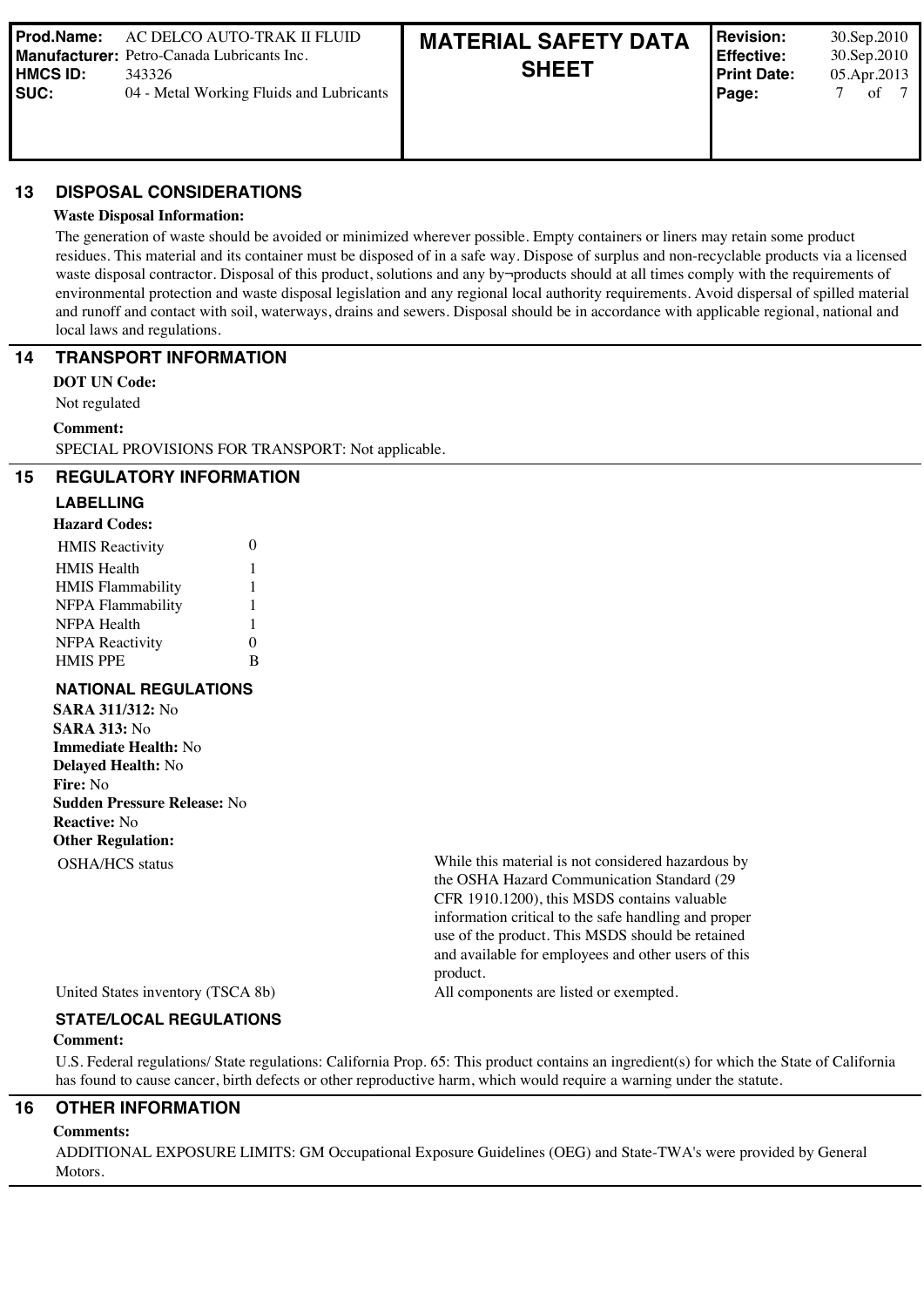## 13 DISPOSAL CONSIDERATIONS

**Waste Disposal Information:**

The generation of waste should be avoided or minimized wherever possible. Empty containers or liners may retain some product residues. This material and its container must be disposed of in a safe way. Dispose of surplus and non-recyclable products via a licensed waste disposal contractor. Disposal of this product, solutions and any by¬products should at all times comply with the requirements of environmental protection and waste disposal legislation and any regional local authority requirements. Avoid dispersal of spilled material and runoff and contact with soil, waterways, drains and sewers. Disposal should be in accordance with applicable regional, national and local laws and regulations.

## 14 TRANSPORT INFORMATION

**DOT UN Code:**

Not regulated

**Comment:**

SPECIAL PROVISIONS FOR TRANSPORT: Not applicable.

## 15 REGULATORY INFORMATION

### LABELLING

**Hazard Codes:**

| | |
|---|---|
| HMIS Reactivity | 0 |
| HMIS Health | 1 |
| HMIS Flammability | 1 |
| NFPA Flammability | 1 |
| NFPA Health | 1 |
| NFPA Reactivity | 0 |
| HMIS PPE | B |

### NATIONAL REGULATIONS

**SARA 311/312:** No
**SARA 313:** No
**Immediate Health:** No
**Delayed Health:** No
**Fire:** No
**Sudden Pressure Release:** No
**Reactive:** No
**Other Regulation:**

| | |
|---|---|
| OSHA/HCS status | While this material is not considered hazardous by the OSHA Hazard Communication Standard (29 CFR 1910.1200), this MSDS contains valuable information critical to the safe handling and proper use of the product. This MSDS should be retained and available for employees and other users of this product. |
| United States inventory (TSCA 8b) | All components are listed or exempted. |

### STATE/LOCAL REGULATIONS

**Comment:**

U.S. Federal regulations/ State regulations: California Prop. 65: This product contains an ingredient(s) for which the State of California has found to cause cancer, birth defects or other reproductive harm, which would require a warning under the statute.

## 16 OTHER INFORMATION

**Comments:**

ADDITIONAL EXPOSURE LIMITS: GM Occupational Exposure Guidelines (OEG) and State-TWA's were provided by General Motors.